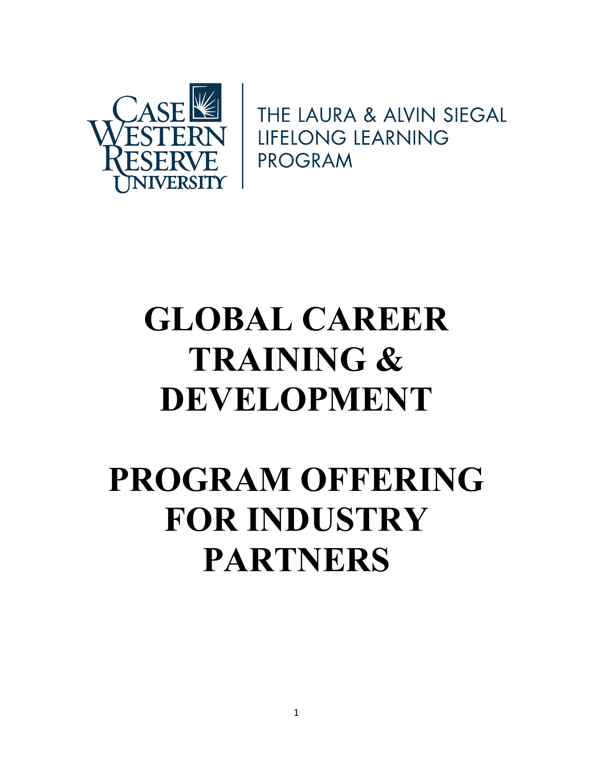CASE WESTERN RESERVE UNIVERSITY

THE LAURA & ALVIN SIEGAL LIFELONG LEARNING PROGRAM

# GLOBAL CAREER TRAINING & DEVELOPMENT

# PROGRAM OFFERING FOR INDUSTRY PARTNERS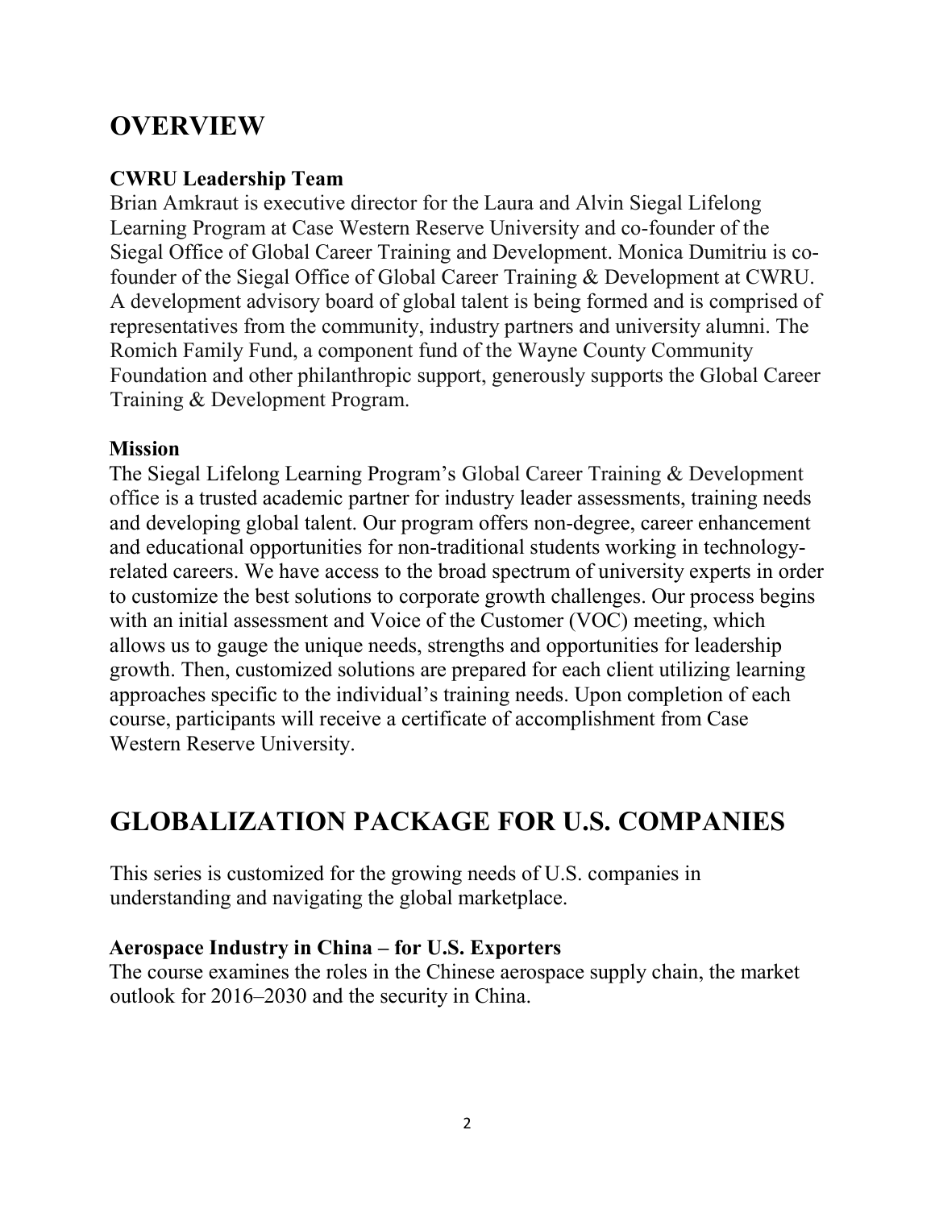# OVERVIEW

### CWRU Leadership Team

Brian Amkraut is executive director for the Laura and Alvin Siegal Lifelong Learning Program at Case Western Reserve University and co-founder of the Siegal Office of Global Career Training and Development. Monica Dumitriu is co-founder of the Siegal Office of Global Career Training & Development at CWRU. A development advisory board of global talent is being formed and is comprised of representatives from the community, industry partners and university alumni. The Romich Family Fund, a component fund of the Wayne County Community Foundation and other philanthropic support, generously supports the Global Career Training & Development Program.

### Mission

The Siegal Lifelong Learning Program's Global Career Training & Development office is a trusted academic partner for industry leader assessments, training needs and developing global talent. Our program offers non-degree, career enhancement and educational opportunities for non-traditional students working in technology-related careers. We have access to the broad spectrum of university experts in order to customize the best solutions to corporate growth challenges. Our process begins with an initial assessment and Voice of the Customer (VOC) meeting, which allows us to gauge the unique needs, strengths and opportunities for leadership growth. Then, customized solutions are prepared for each client utilizing learning approaches specific to the individual's training needs. Upon completion of each course, participants will receive a certificate of accomplishment from Case Western Reserve University.

# GLOBALIZATION PACKAGE FOR U.S. COMPANIES

This series is customized for the growing needs of U.S. companies in understanding and navigating the global marketplace.

### Aerospace Industry in China – for U.S. Exporters

The course examines the roles in the Chinese aerospace supply chain, the market outlook for 2016–2030 and the security in China.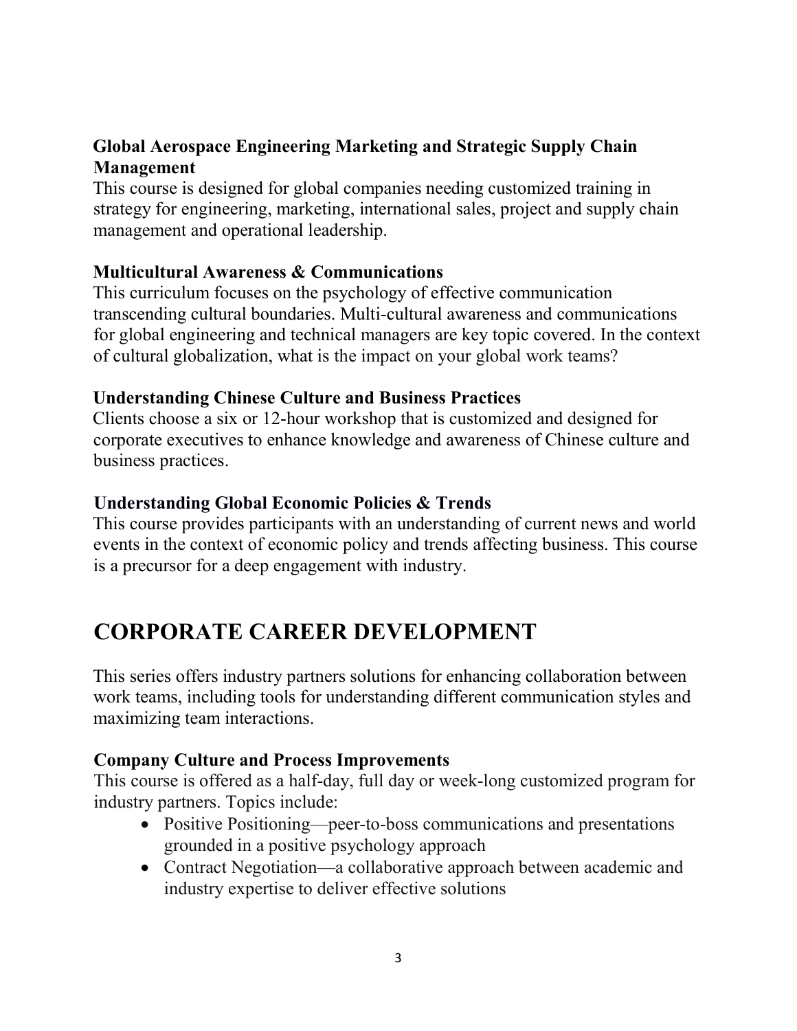### Global Aerospace Engineering Marketing and Strategic Supply Chain Management

This course is designed for global companies needing customized training in strategy for engineering, marketing, international sales, project and supply chain management and operational leadership.

### Multicultural Awareness & Communications

This curriculum focuses on the psychology of effective communication transcending cultural boundaries. Multi-cultural awareness and communications for global engineering and technical managers are key topic covered. In the context of cultural globalization, what is the impact on your global work teams?

### Understanding Chinese Culture and Business Practices

Clients choose a six or 12-hour workshop that is customized and designed for corporate executives to enhance knowledge and awareness of Chinese culture and business practices.

### Understanding Global Economic Policies & Trends

This course provides participants with an understanding of current news and world events in the context of economic policy and trends affecting business. This course is a precursor for a deep engagement with industry.

# CORPORATE CAREER DEVELOPMENT

This series offers industry partners solutions for enhancing collaboration between work teams, including tools for understanding different communication styles and maximizing team interactions.

### Company Culture and Process Improvements

This course is offered as a half-day, full day or week-long customized program for industry partners. Topics include:

- Positive Positioning—peer-to-boss communications and presentations grounded in a positive psychology approach
- Contract Negotiation—a collaborative approach between academic and industry expertise to deliver effective solutions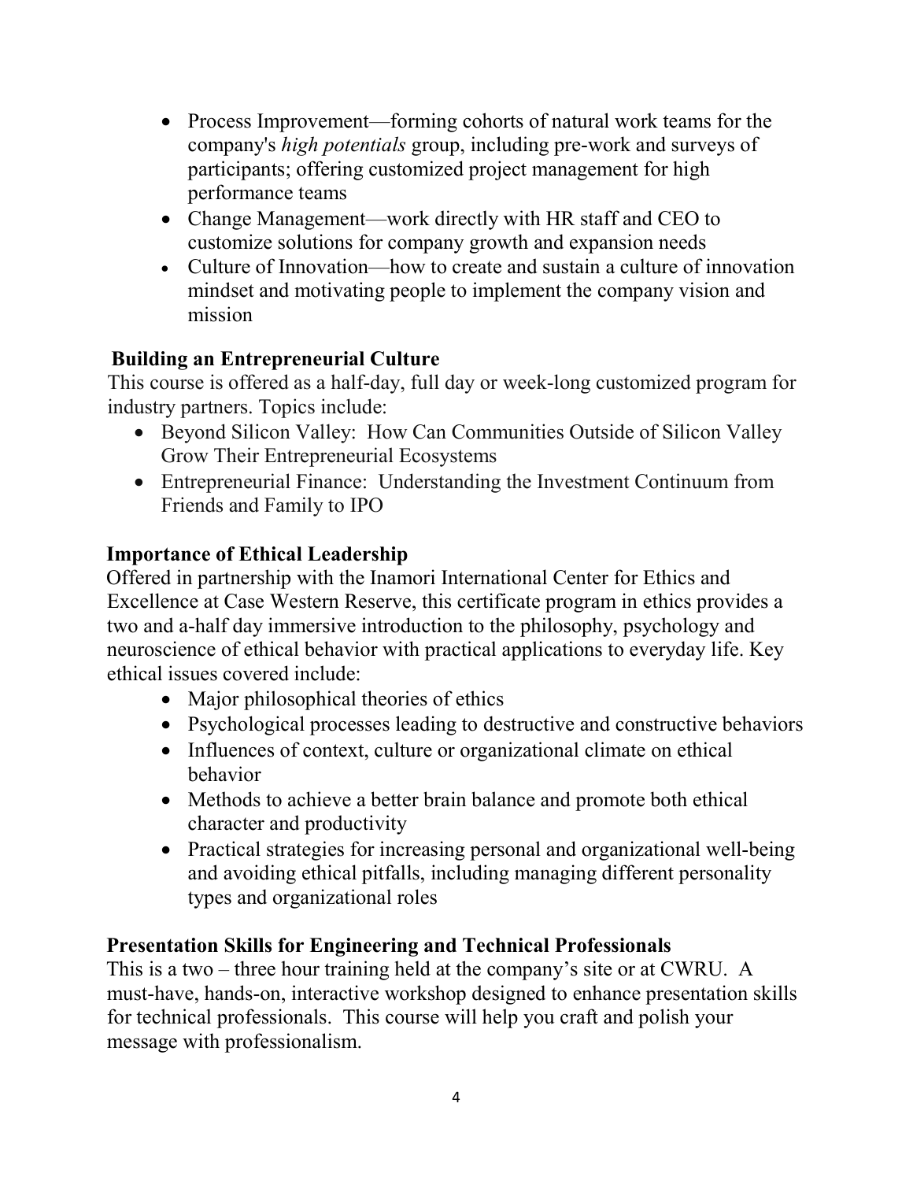- Process Improvement—forming cohorts of natural work teams for the company's *high potentials* group, including pre-work and surveys of participants; offering customized project management for high performance teams
- Change Management—work directly with HR staff and CEO to customize solutions for company growth and expansion needs
- Culture of Innovation—how to create and sustain a culture of innovation mindset and motivating people to implement the company vision and mission

**Building an Entrepreneurial Culture**

This course is offered as a half-day, full day or week-long customized program for industry partners. Topics include:

- Beyond Silicon Valley: How Can Communities Outside of Silicon Valley Grow Their Entrepreneurial Ecosystems
- Entrepreneurial Finance: Understanding the Investment Continuum from Friends and Family to IPO

**Importance of Ethical Leadership**

Offered in partnership with the Inamori International Center for Ethics and Excellence at Case Western Reserve, this certificate program in ethics provides a two and a-half day immersive introduction to the philosophy, psychology and neuroscience of ethical behavior with practical applications to everyday life. Key ethical issues covered include:

- Major philosophical theories of ethics
- Psychological processes leading to destructive and constructive behaviors
- Influences of context, culture or organizational climate on ethical behavior
- Methods to achieve a better brain balance and promote both ethical character and productivity
- Practical strategies for increasing personal and organizational well-being and avoiding ethical pitfalls, including managing different personality types and organizational roles

**Presentation Skills for Engineering and Technical Professionals**

This is a two – three hour training held at the company's site or at CWRU. A must-have, hands-on, interactive workshop designed to enhance presentation skills for technical professionals. This course will help you craft and polish your message with professionalism.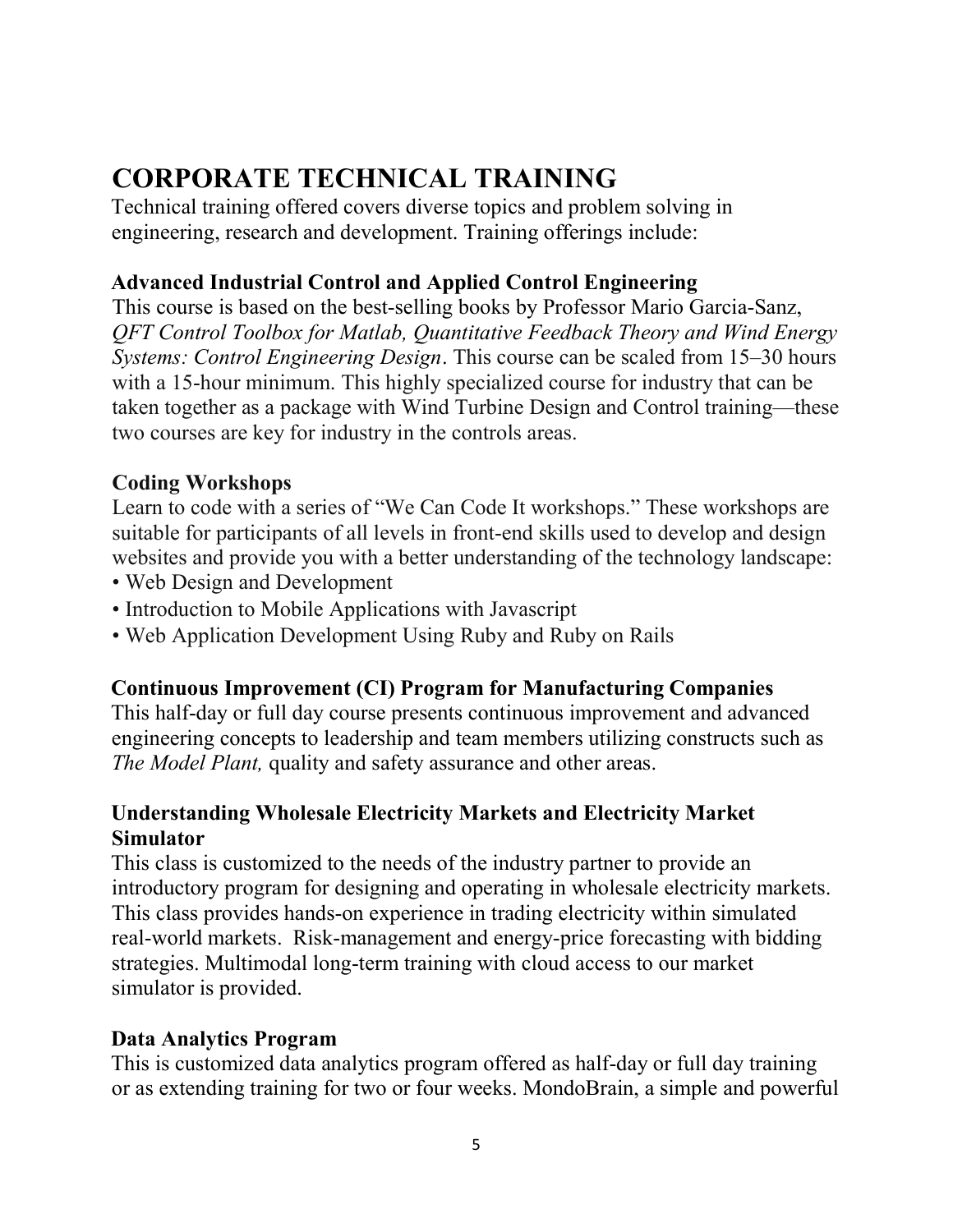# CORPORATE TECHNICAL TRAINING

Technical training offered covers diverse topics and problem solving in engineering, research and development. Training offerings include:

### Advanced Industrial Control and Applied Control Engineering

This course is based on the best-selling books by Professor Mario Garcia-Sanz, *QFT Control Toolbox for Matlab, Quantitative Feedback Theory and Wind Energy Systems: Control Engineering Design*. This course can be scaled from 15–30 hours with a 15-hour minimum. This highly specialized course for industry that can be taken together as a package with Wind Turbine Design and Control training—these two courses are key for industry in the controls areas.

### Coding Workshops

Learn to code with a series of "We Can Code It workshops." These workshops are suitable for participants of all levels in front-end skills used to develop and design websites and provide you with a better understanding of the technology landscape:

- Web Design and Development
- Introduction to Mobile Applications with Javascript
- Web Application Development Using Ruby and Ruby on Rails

### Continuous Improvement (CI) Program for Manufacturing Companies

This half-day or full day course presents continuous improvement and advanced engineering concepts to leadership and team members utilizing constructs such as *The Model Plant,* quality and safety assurance and other areas.

### Understanding Wholesale Electricity Markets and Electricity Market Simulator

This class is customized to the needs of the industry partner to provide an introductory program for designing and operating in wholesale electricity markets. This class provides hands-on experience in trading electricity within simulated real-world markets. Risk-management and energy-price forecasting with bidding strategies. Multimodal long-term training with cloud access to our market simulator is provided.

### Data Analytics Program

This is customized data analytics program offered as half-day or full day training or as extending training for two or four weeks. MondoBrain, a simple and powerful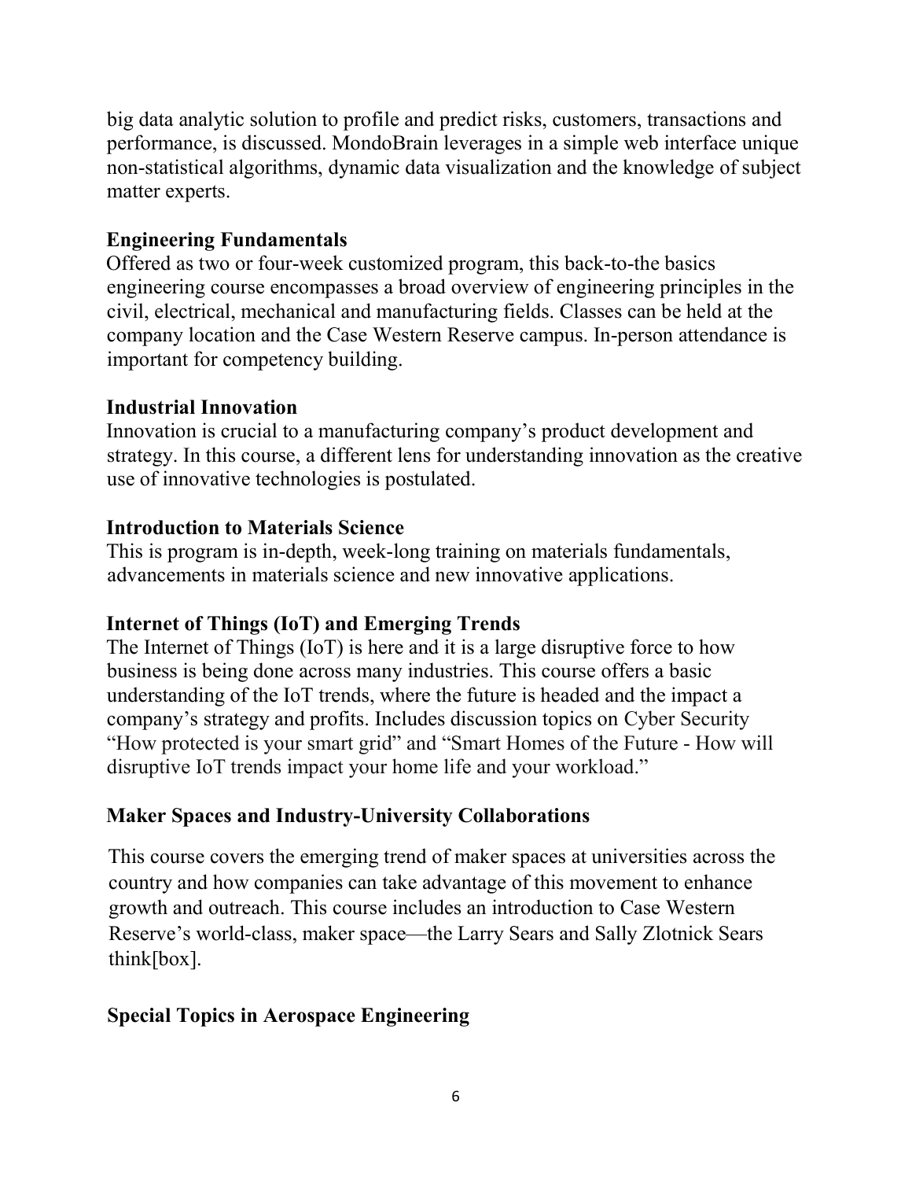big data analytic solution to profile and predict risks, customers, transactions and performance, is discussed. MondoBrain leverages in a simple web interface unique non-statistical algorithms, dynamic data visualization and the knowledge of subject matter experts.

**Engineering Fundamentals**

Offered as two or four-week customized program, this back-to-the basics engineering course encompasses a broad overview of engineering principles in the civil, electrical, mechanical and manufacturing fields. Classes can be held at the company location and the Case Western Reserve campus. In-person attendance is important for competency building.

**Industrial Innovation**

Innovation is crucial to a manufacturing company's product development and strategy. In this course, a different lens for understanding innovation as the creative use of innovative technologies is postulated.

**Introduction to Materials Science**

This is program is in-depth, week-long training on materials fundamentals, advancements in materials science and new innovative applications.

**Internet of Things (IoT) and Emerging Trends**

The Internet of Things (IoT) is here and it is a large disruptive force to how business is being done across many industries. This course offers a basic understanding of the IoT trends, where the future is headed and the impact a company's strategy and profits. Includes discussion topics on Cyber Security "How protected is your smart grid" and "Smart Homes of the Future - How will disruptive IoT trends impact your home life and your workload."

**Maker Spaces and Industry-University Collaborations**

This course covers the emerging trend of maker spaces at universities across the country and how companies can take advantage of this movement to enhance growth and outreach. This course includes an introduction to Case Western Reserve's world-class, maker space—the Larry Sears and Sally Zlotnick Sears think[box].

**Special Topics in Aerospace Engineering**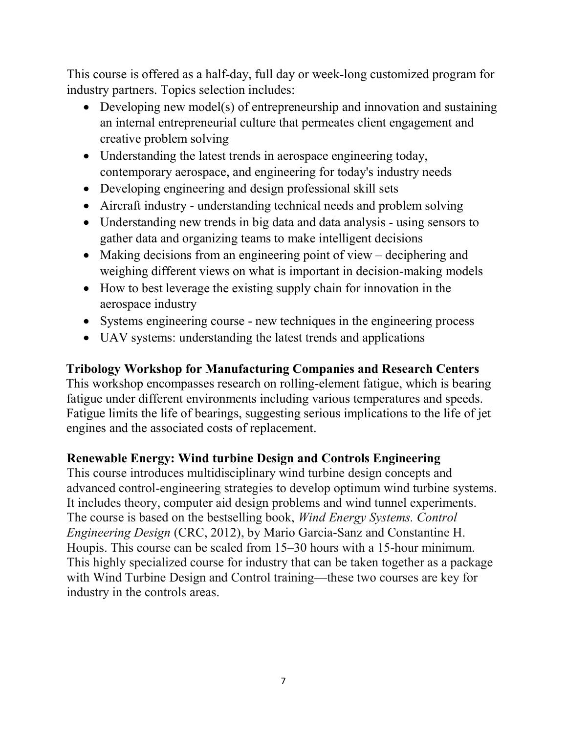This course is offered as a half-day, full day or week-long customized program for industry partners. Topics selection includes:

- Developing new model(s) of entrepreneurship and innovation and sustaining an internal entrepreneurial culture that permeates client engagement and creative problem solving
- Understanding the latest trends in aerospace engineering today, contemporary aerospace, and engineering for today's industry needs
- Developing engineering and design professional skill sets
- Aircraft industry - understanding technical needs and problem solving
- Understanding new trends in big data and data analysis - using sensors to gather data and organizing teams to make intelligent decisions
- Making decisions from an engineering point of view – deciphering and weighing different views on what is important in decision-making models
- How to best leverage the existing supply chain for innovation in the aerospace industry
- Systems engineering course - new techniques in the engineering process
- UAV systems: understanding the latest trends and applications

**Tribology Workshop for Manufacturing Companies and Research Centers**

This workshop encompasses research on rolling-element fatigue, which is bearing fatigue under different environments including various temperatures and speeds. Fatigue limits the life of bearings, suggesting serious implications to the life of jet engines and the associated costs of replacement.

**Renewable Energy: Wind turbine Design and Controls Engineering**

This course introduces multidisciplinary wind turbine design concepts and advanced control-engineering strategies to develop optimum wind turbine systems. It includes theory, computer aid design problems and wind tunnel experiments. The course is based on the bestselling book, *Wind Energy Systems. Control Engineering Design* (CRC, 2012), by Mario Garcia-Sanz and Constantine H. Houpis. This course can be scaled from 15–30 hours with a 15-hour minimum. This highly specialized course for industry that can be taken together as a package with Wind Turbine Design and Control training—these two courses are key for industry in the controls areas.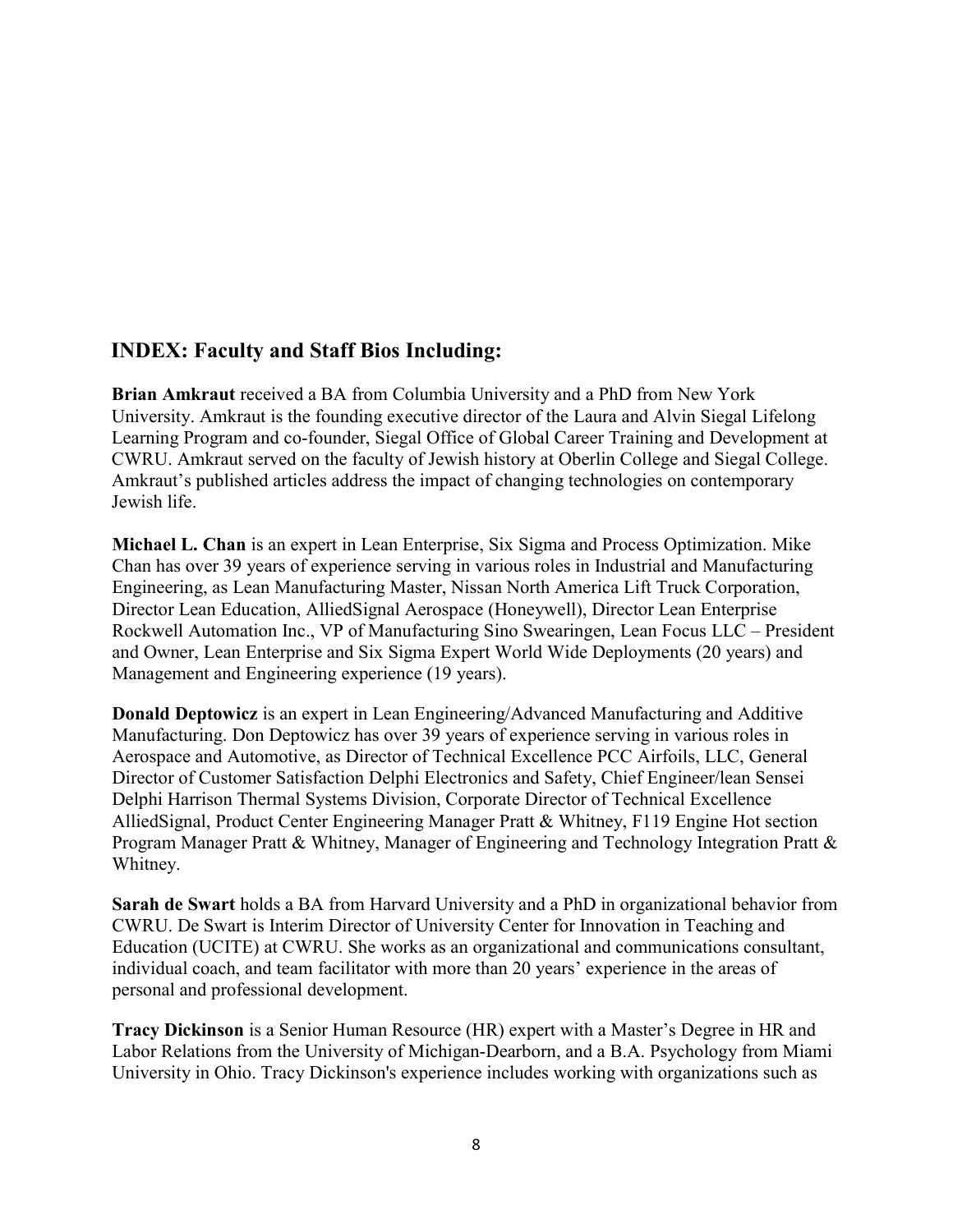## INDEX: Faculty and Staff Bios Including:

**Brian Amkraut** received a BA from Columbia University and a PhD from New York University. Amkraut is the founding executive director of the Laura and Alvin Siegal Lifelong Learning Program and co-founder, Siegal Office of Global Career Training and Development at CWRU. Amkraut served on the faculty of Jewish history at Oberlin College and Siegal College. Amkraut's published articles address the impact of changing technologies on contemporary Jewish life.

**Michael L. Chan** is an expert in Lean Enterprise, Six Sigma and Process Optimization. Mike Chan has over 39 years of experience serving in various roles in Industrial and Manufacturing Engineering, as Lean Manufacturing Master, Nissan North America Lift Truck Corporation, Director Lean Education, AlliedSignal Aerospace (Honeywell), Director Lean Enterprise Rockwell Automation Inc., VP of Manufacturing Sino Swearingen, Lean Focus LLC – President and Owner, Lean Enterprise and Six Sigma Expert World Wide Deployments (20 years) and Management and Engineering experience (19 years).

**Donald Deptowicz** is an expert in Lean Engineering/Advanced Manufacturing and Additive Manufacturing. Don Deptowicz has over 39 years of experience serving in various roles in Aerospace and Automotive, as Director of Technical Excellence PCC Airfoils, LLC, General Director of Customer Satisfaction Delphi Electronics and Safety, Chief Engineer/lean Sensei Delphi Harrison Thermal Systems Division, Corporate Director of Technical Excellence AlliedSignal, Product Center Engineering Manager Pratt & Whitney, F119 Engine Hot section Program Manager Pratt & Whitney, Manager of Engineering and Technology Integration Pratt & Whitney.

**Sarah de Swart** holds a BA from Harvard University and a PhD in organizational behavior from CWRU. De Swart is Interim Director of University Center for Innovation in Teaching and Education (UCITE) at CWRU. She works as an organizational and communications consultant, individual coach, and team facilitator with more than 20 years' experience in the areas of personal and professional development.

**Tracy Dickinson** is a Senior Human Resource (HR) expert with a Master's Degree in HR and Labor Relations from the University of Michigan-Dearborn, and a B.A. Psychology from Miami University in Ohio. Tracy Dickinson's experience includes working with organizations such as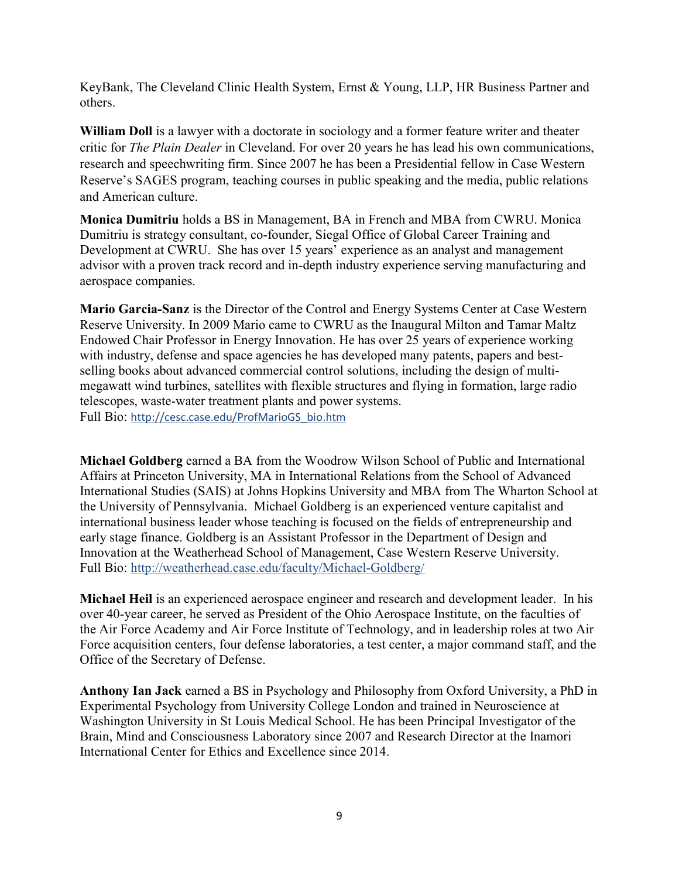KeyBank, The Cleveland Clinic Health System, Ernst & Young, LLP, HR Business Partner and others.

**William Doll** is a lawyer with a doctorate in sociology and a former feature writer and theater critic for *The Plain Dealer* in Cleveland. For over 20 years he has lead his own communications, research and speechwriting firm. Since 2007 he has been a Presidential fellow in Case Western Reserve's SAGES program, teaching courses in public speaking and the media, public relations and American culture.

**Monica Dumitriu** holds a BS in Management, BA in French and MBA from CWRU. Monica Dumitriu is strategy consultant, co-founder, Siegal Office of Global Career Training and Development at CWRU. She has over 15 years' experience as an analyst and management advisor with a proven track record and in-depth industry experience serving manufacturing and aerospace companies.

**Mario Garcia-Sanz** is the Director of the Control and Energy Systems Center at Case Western Reserve University. In 2009 Mario came to CWRU as the Inaugural Milton and Tamar Maltz Endowed Chair Professor in Energy Innovation. He has over 25 years of experience working with industry, defense and space agencies he has developed many patents, papers and best-selling books about advanced commercial control solutions, including the design of multi-megawatt wind turbines, satellites with flexible structures and flying in formation, large radio telescopes, waste-water treatment plants and power systems.
Full Bio: http://cesc.case.edu/ProfMarioGS_bio.htm

**Michael Goldberg** earned a BA from the Woodrow Wilson School of Public and International Affairs at Princeton University, MA in International Relations from the School of Advanced International Studies (SAIS) at Johns Hopkins University and MBA from The Wharton School at the University of Pennsylvania. Michael Goldberg is an experienced venture capitalist and international business leader whose teaching is focused on the fields of entrepreneurship and early stage finance. Goldberg is an Assistant Professor in the Department of Design and Innovation at the Weatherhead School of Management, Case Western Reserve University.
Full Bio: http://weatherhead.case.edu/faculty/Michael-Goldberg/

**Michael Heil** is an experienced aerospace engineer and research and development leader. In his over 40-year career, he served as President of the Ohio Aerospace Institute, on the faculties of the Air Force Academy and Air Force Institute of Technology, and in leadership roles at two Air Force acquisition centers, four defense laboratories, a test center, a major command staff, and the Office of the Secretary of Defense.

**Anthony Ian Jack** earned a BS in Psychology and Philosophy from Oxford University, a PhD in Experimental Psychology from University College London and trained in Neuroscience at Washington University in St Louis Medical School. He has been Principal Investigator of the Brain, Mind and Consciousness Laboratory since 2007 and Research Director at the Inamori International Center for Ethics and Excellence since 2014.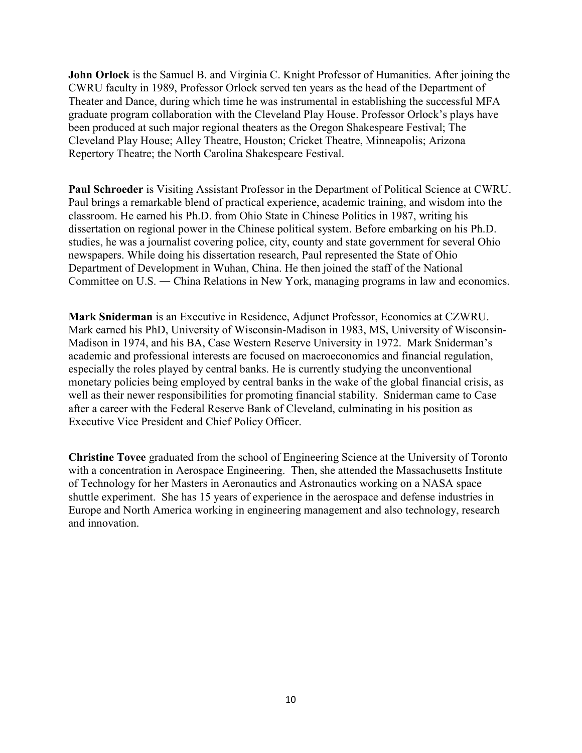**John Orlock** is the Samuel B. and Virginia C. Knight Professor of Humanities. After joining the CWRU faculty in 1989, Professor Orlock served ten years as the head of the Department of Theater and Dance, during which time he was instrumental in establishing the successful MFA graduate program collaboration with the Cleveland Play House. Professor Orlock's plays have been produced at such major regional theaters as the Oregon Shakespeare Festival; The Cleveland Play House; Alley Theatre, Houston; Cricket Theatre, Minneapolis; Arizona Repertory Theatre; the North Carolina Shakespeare Festival.

**Paul Schroeder** is Visiting Assistant Professor in the Department of Political Science at CWRU. Paul brings a remarkable blend of practical experience, academic training, and wisdom into the classroom. He earned his Ph.D. from Ohio State in Chinese Politics in 1987, writing his dissertation on regional power in the Chinese political system. Before embarking on his Ph.D. studies, he was a journalist covering police, city, county and state government for several Ohio newspapers. While doing his dissertation research, Paul represented the State of Ohio Department of Development in Wuhan, China. He then joined the staff of the National Committee on U.S. ― China Relations in New York, managing programs in law and economics.

**Mark Sniderman** is an Executive in Residence, Adjunct Professor, Economics at CZWRU. Mark earned his PhD, University of Wisconsin-Madison in 1983, MS, University of Wisconsin-Madison in 1974, and his BA, Case Western Reserve University in 1972. Mark Sniderman's academic and professional interests are focused on macroeconomics and financial regulation, especially the roles played by central banks. He is currently studying the unconventional monetary policies being employed by central banks in the wake of the global financial crisis, as well as their newer responsibilities for promoting financial stability. Sniderman came to Case after a career with the Federal Reserve Bank of Cleveland, culminating in his position as Executive Vice President and Chief Policy Officer.

**Christine Tovee** graduated from the school of Engineering Science at the University of Toronto with a concentration in Aerospace Engineering. Then, she attended the Massachusetts Institute of Technology for her Masters in Aeronautics and Astronautics working on a NASA space shuttle experiment. She has 15 years of experience in the aerospace and defense industries in Europe and North America working in engineering management and also technology, research and innovation.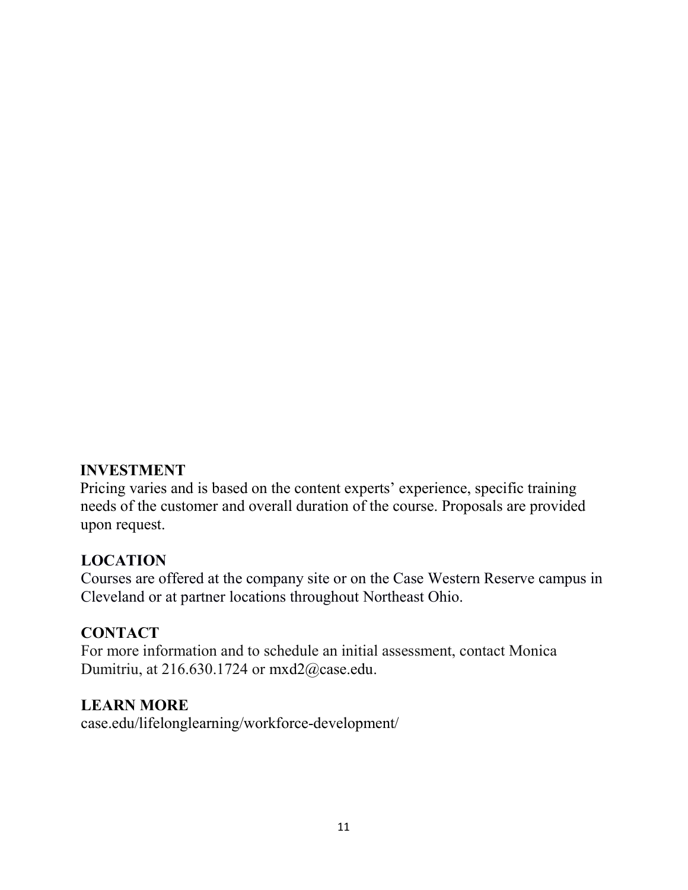**INVESTMENT**

Pricing varies and is based on the content experts' experience, specific training needs of the customer and overall duration of the course. Proposals are provided upon request.

**LOCATION**

Courses are offered at the company site or on the Case Western Reserve campus in Cleveland or at partner locations throughout Northeast Ohio.

**CONTACT**

For more information and to schedule an initial assessment, contact Monica Dumitriu, at 216.630.1724 or mxd2@case.edu.

**LEARN MORE**

case.edu/lifelonglearning/workforce-development/